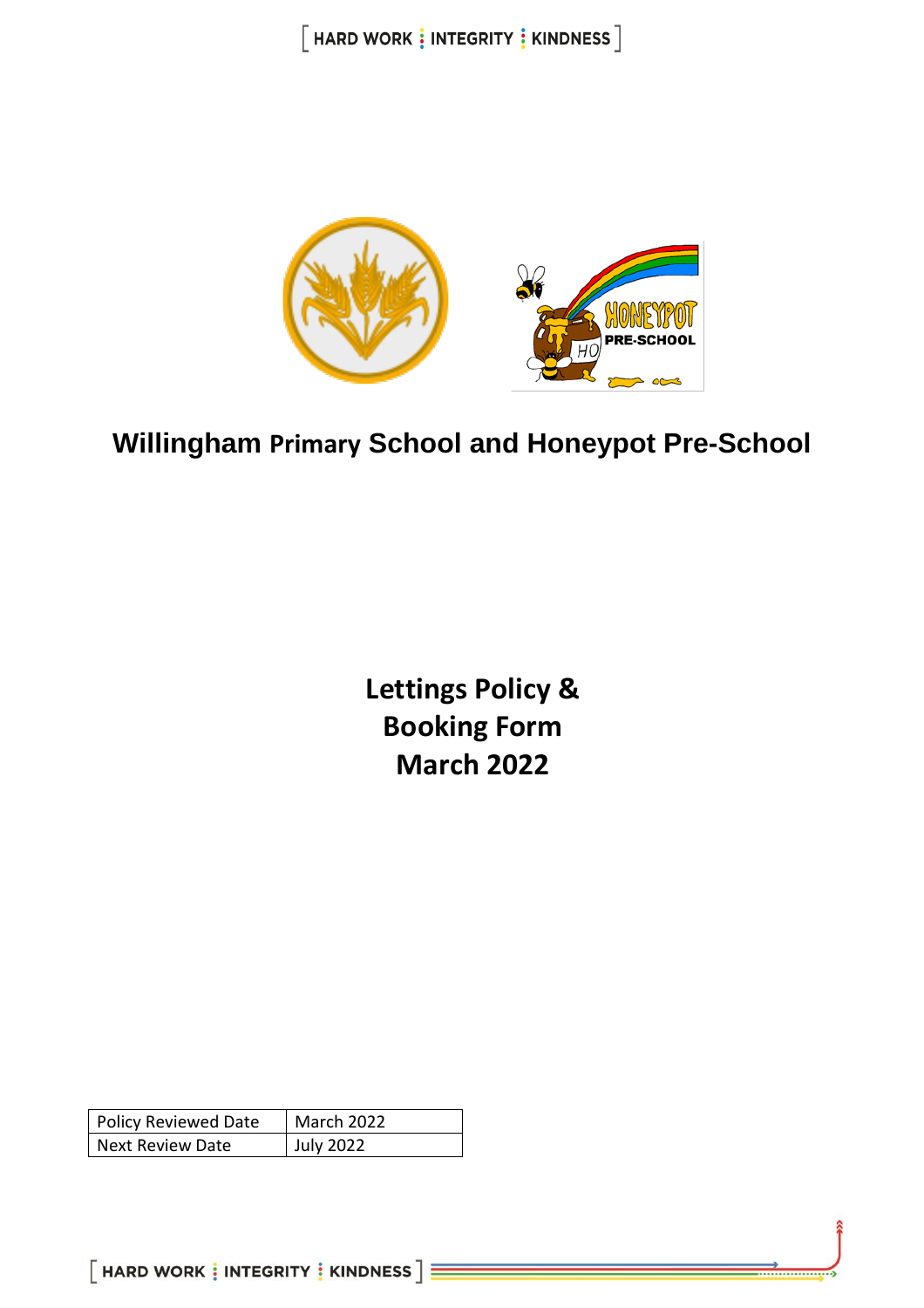# Willingham Primary School and Honeypot Pre-School

## Lettings Policy & Booking Form March 2022

| Policy Reviewed Date | March 2022 |
|---|---|
| Next Review Date | July 2022 |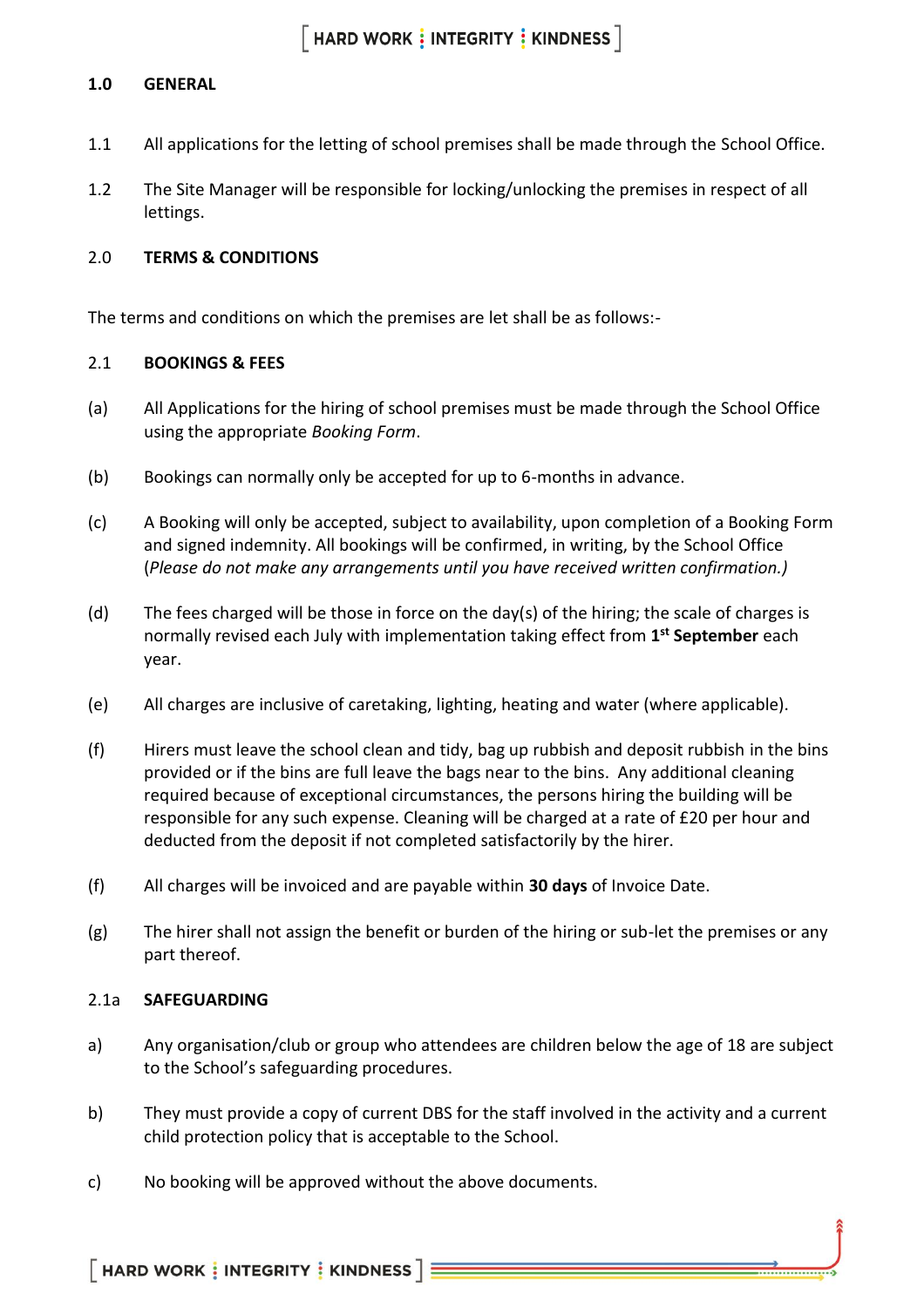## 1.0 GENERAL

1.1 All applications for the letting of school premises shall be made through the School Office.

1.2 The Site Manager will be responsible for locking/unlocking the premises in respect of all lettings.

## 2.0 TERMS & CONDITIONS

The terms and conditions on which the premises are let shall be as follows:-

### 2.1 BOOKINGS & FEES

(a) All Applications for the hiring of school premises must be made through the School Office using the appropriate *Booking Form*.

(b) Bookings can normally only be accepted for up to 6-months in advance.

(c) A Booking will only be accepted, subject to availability, upon completion of a Booking Form and signed indemnity. All bookings will be confirmed, in writing, by the School Office (*Please do not make any arrangements until you have received written confirmation.)*

(d) The fees charged will be those in force on the day(s) of the hiring; the scale of charges is normally revised each July with implementation taking effect from **1st September** each year.

(e) All charges are inclusive of caretaking, lighting, heating and water (where applicable).

(f) Hirers must leave the school clean and tidy, bag up rubbish and deposit rubbish in the bins provided or if the bins are full leave the bags near to the bins. Any additional cleaning required because of exceptional circumstances, the persons hiring the building will be responsible for any such expense. Cleaning will be charged at a rate of £20 per hour and deducted from the deposit if not completed satisfactorily by the hirer.

(f) All charges will be invoiced and are payable within **30 days** of Invoice Date.

(g) The hirer shall not assign the benefit or burden of the hiring or sub-let the premises or any part thereof.

### 2.1a SAFEGUARDING

a) Any organisation/club or group who attendees are children below the age of 18 are subject to the School's safeguarding procedures.

b) They must provide a copy of current DBS for the staff involved in the activity and a current child protection policy that is acceptable to the School.

c) No booking will be approved without the above documents.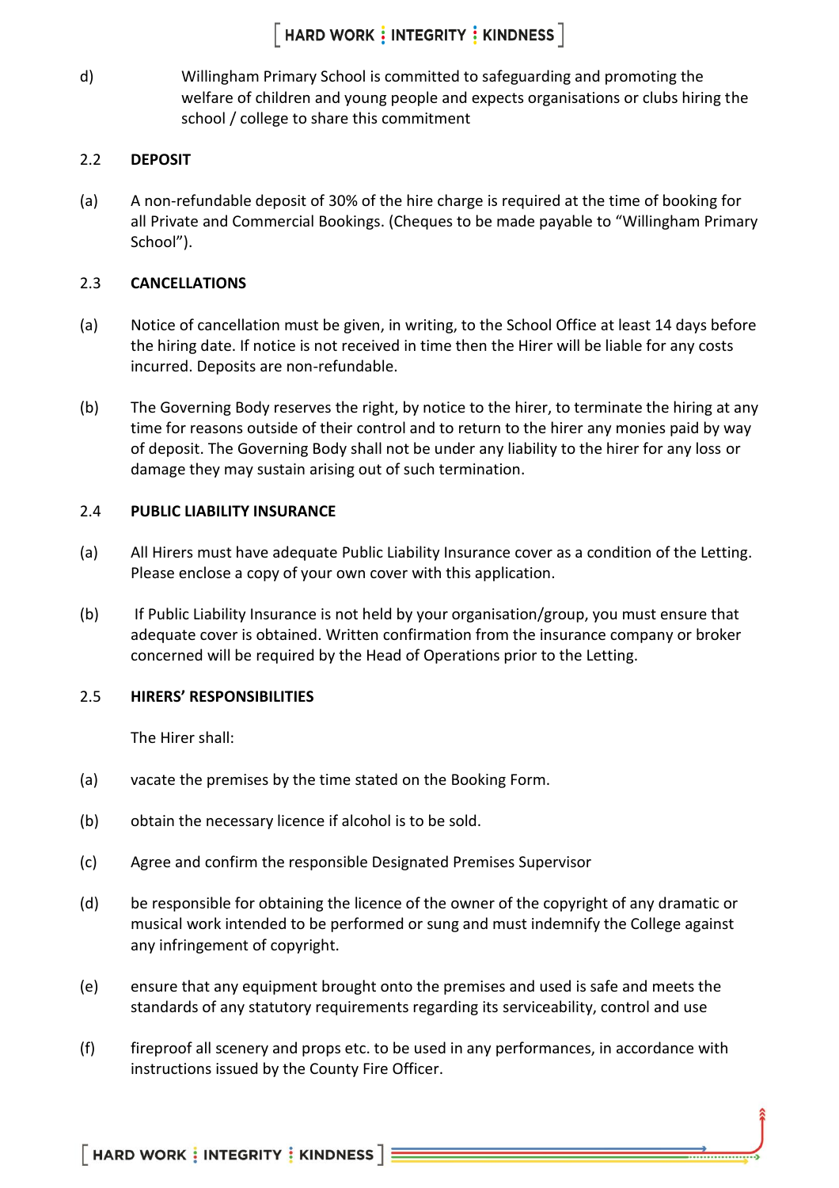d) Willingham Primary School is committed to safeguarding and promoting the welfare of children and young people and expects organisations or clubs hiring the school / college to share this commitment

### 2.2 DEPOSIT

(a) A non-refundable deposit of 30% of the hire charge is required at the time of booking for all Private and Commercial Bookings. (Cheques to be made payable to "Willingham Primary School").

### 2.3 CANCELLATIONS

(a) Notice of cancellation must be given, in writing, to the School Office at least 14 days before the hiring date. If notice is not received in time then the Hirer will be liable for any costs incurred. Deposits are non-refundable.

(b) The Governing Body reserves the right, by notice to the hirer, to terminate the hiring at any time for reasons outside of their control and to return to the hirer any monies paid by way of deposit. The Governing Body shall not be under any liability to the hirer for any loss or damage they may sustain arising out of such termination.

### 2.4 PUBLIC LIABILITY INSURANCE

(a) All Hirers must have adequate Public Liability Insurance cover as a condition of the Letting. Please enclose a copy of your own cover with this application.

(b) If Public Liability Insurance is not held by your organisation/group, you must ensure that adequate cover is obtained. Written confirmation from the insurance company or broker concerned will be required by the Head of Operations prior to the Letting.

### 2.5 HIRERS' RESPONSIBILITIES

The Hirer shall:

(a) vacate the premises by the time stated on the Booking Form.

(b) obtain the necessary licence if alcohol is to be sold.

(c) Agree and confirm the responsible Designated Premises Supervisor

(d) be responsible for obtaining the licence of the owner of the copyright of any dramatic or musical work intended to be performed or sung and must indemnify the College against any infringement of copyright.

(e) ensure that any equipment brought onto the premises and used is safe and meets the standards of any statutory requirements regarding its serviceability, control and use

(f) fireproof all scenery and props etc. to be used in any performances, in accordance with instructions issued by the County Fire Officer.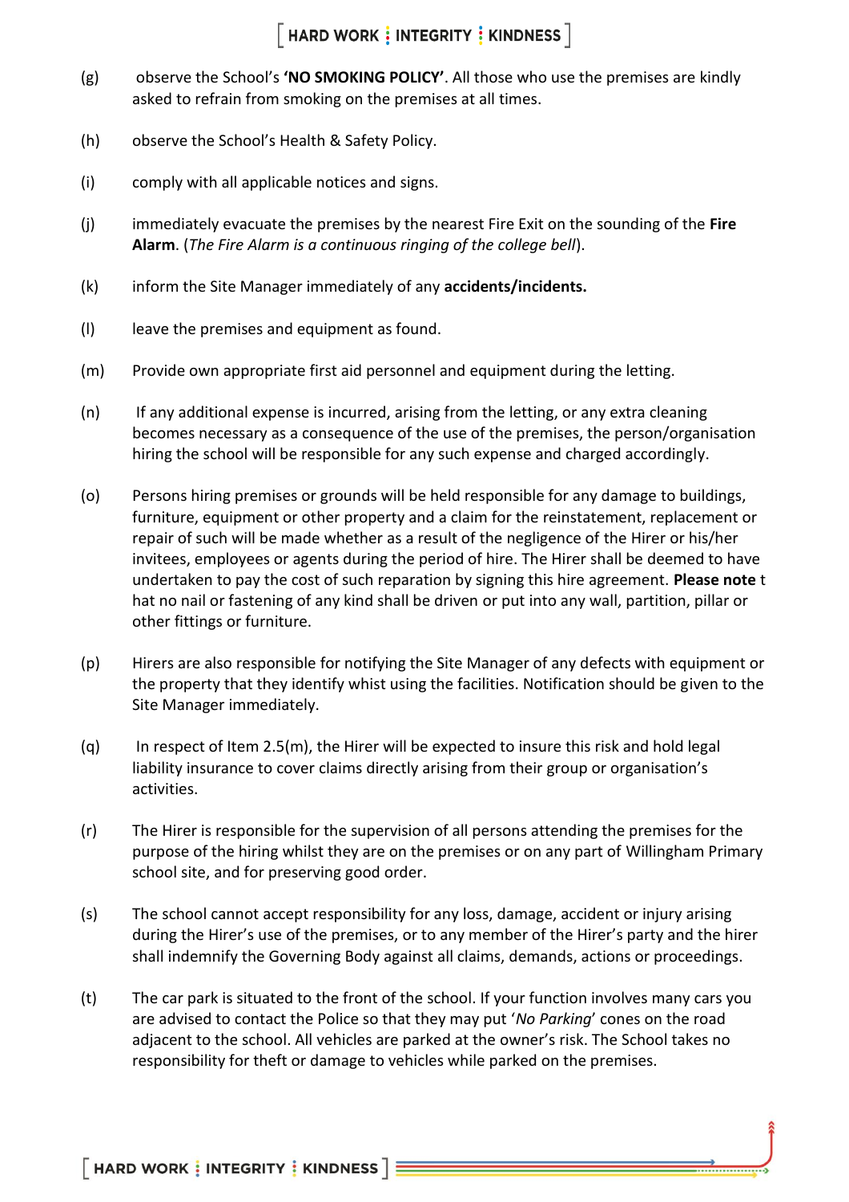(g) observe the School's **'NO SMOKING POLICY'**. All those who use the premises are kindly asked to refrain from smoking on the premises at all times.

(h) observe the School's Health & Safety Policy.

(i) comply with all applicable notices and signs.

(j) immediately evacuate the premises by the nearest Fire Exit on the sounding of the **Fire Alarm**. (*The Fire Alarm is a continuous ringing of the college bell*).

(k) inform the Site Manager immediately of any **accidents/incidents.**

(l) leave the premises and equipment as found.

(m) Provide own appropriate first aid personnel and equipment during the letting.

(n) If any additional expense is incurred, arising from the letting, or any extra cleaning becomes necessary as a consequence of the use of the premises, the person/organisation hiring the school will be responsible for any such expense and charged accordingly.

(o) Persons hiring premises or grounds will be held responsible for any damage to buildings, furniture, equipment or other property and a claim for the reinstatement, replacement or repair of such will be made whether as a result of the negligence of the Hirer or his/her invitees, employees or agents during the period of hire. The Hirer shall be deemed to have undertaken to pay the cost of such reparation by signing this hire agreement. **Please note** that no nail or fastening of any kind shall be driven or put into any wall, partition, pillar or other fittings or furniture.

(p) Hirers are also responsible for notifying the Site Manager of any defects with equipment or the property that they identify whist using the facilities. Notification should be given to the Site Manager immediately.

(q) In respect of Item 2.5(m), the Hirer will be expected to insure this risk and hold legal liability insurance to cover claims directly arising from their group or organisation's activities.

(r) The Hirer is responsible for the supervision of all persons attending the premises for the purpose of the hiring whilst they are on the premises or on any part of Willingham Primary school site, and for preserving good order.

(s) The school cannot accept responsibility for any loss, damage, accident or injury arising during the Hirer's use of the premises, or to any member of the Hirer's party and the hirer shall indemnify the Governing Body against all claims, demands, actions or proceedings.

(t) The car park is situated to the front of the school. If your function involves many cars you are advised to contact the Police so that they may put '*No Parking*' cones on the road adjacent to the school. All vehicles are parked at the owner's risk. The School takes no responsibility for theft or damage to vehicles while parked on the premises.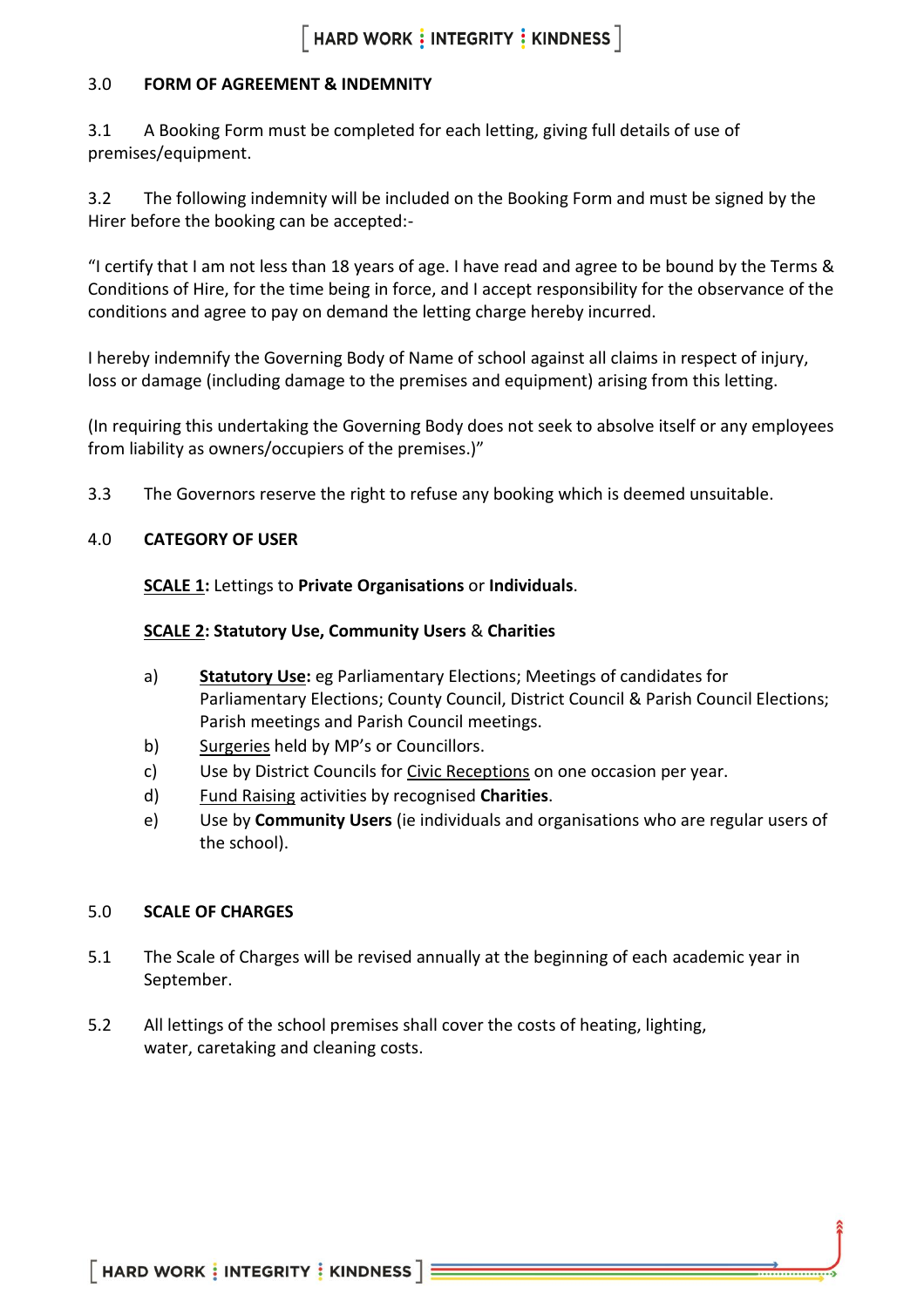## 3.0 FORM OF AGREEMENT & INDEMNITY

3.1 A Booking Form must be completed for each letting, giving full details of use of premises/equipment.

3.2 The following indemnity will be included on the Booking Form and must be signed by the Hirer before the booking can be accepted:-

"I certify that I am not less than 18 years of age. I have read and agree to be bound by the Terms & Conditions of Hire, for the time being in force, and I accept responsibility for the observance of the conditions and agree to pay on demand the letting charge hereby incurred.

I hereby indemnify the Governing Body of Name of school against all claims in respect of injury, loss or damage (including damage to the premises and equipment) arising from this letting.

(In requiring this undertaking the Governing Body does not seek to absolve itself or any employees from liability as owners/occupiers of the premises.)"

3.3 The Governors reserve the right to refuse any booking which is deemed unsuitable.

## 4.0 CATEGORY OF USER

**SCALE 1:** Lettings to **Private Organisations** or **Individuals**.

**SCALE 2: Statutory Use, Community Users & Charities**

a) **Statutory Use:** eg Parliamentary Elections; Meetings of candidates for Parliamentary Elections; County Council, District Council & Parish Council Elections; Parish meetings and Parish Council meetings.

b) Surgeries held by MP's or Councillors.

c) Use by District Councils for Civic Receptions on one occasion per year.

d) Fund Raising activities by recognised **Charities**.

e) Use by **Community Users** (ie individuals and organisations who are regular users of the school).

## 5.0 SCALE OF CHARGES

5.1 The Scale of Charges will be revised annually at the beginning of each academic year in September.

5.2 All lettings of the school premises shall cover the costs of heating, lighting, water, caretaking and cleaning costs.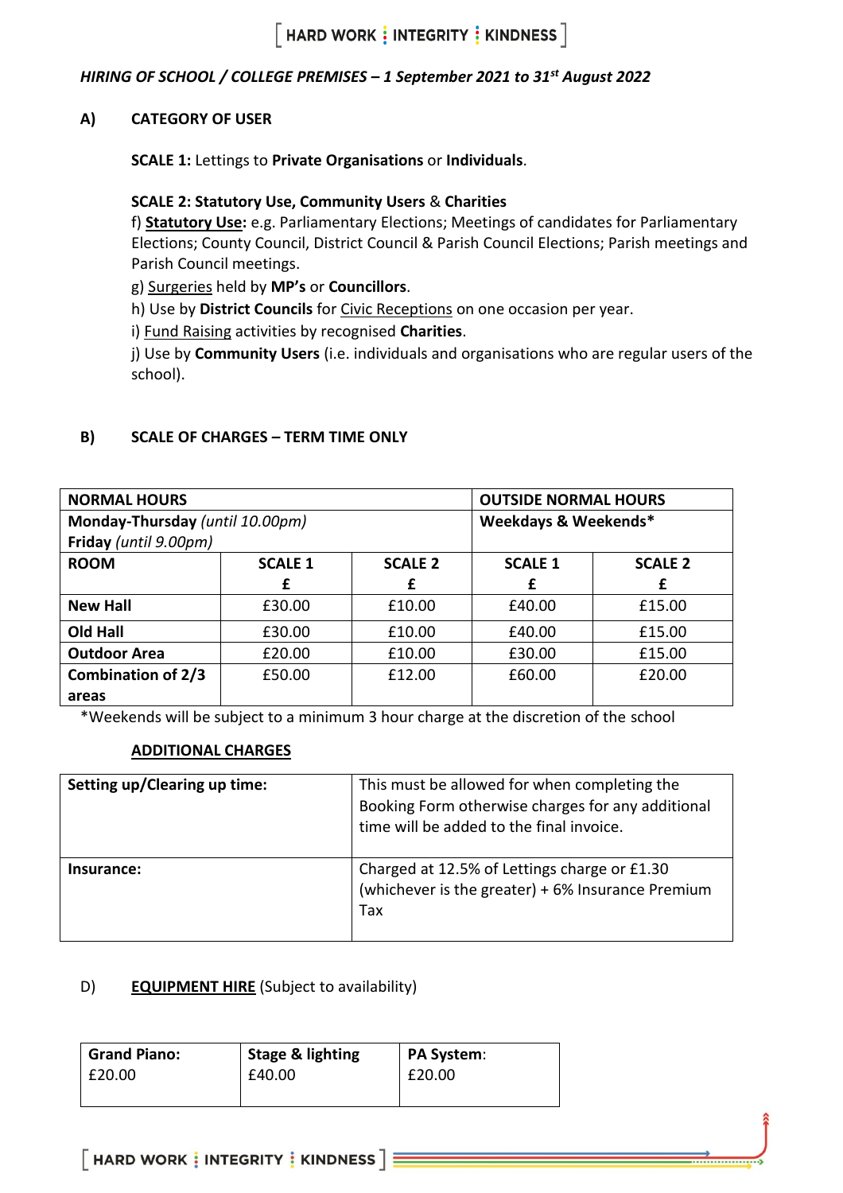*HIRING OF SCHOOL / COLLEGE PREMISES – 1 September 2021 to 31st August 2022*

**A) CATEGORY OF USER**

**SCALE 1:** Lettings to **Private Organisations** or **Individuals**.

**SCALE 2: Statutory Use, Community Users** & **Charities**

f) **Statutory Use:** e.g. Parliamentary Elections; Meetings of candidates for Parliamentary Elections; County Council, District Council & Parish Council Elections; Parish meetings and Parish Council meetings.

g) Surgeries held by **MP's** or **Councillors**.

h) Use by **District Councils** for Civic Receptions on one occasion per year.

i) Fund Raising activities by recognised **Charities**.

j) Use by **Community Users** (i.e. individuals and organisations who are regular users of the school).

**B) SCALE OF CHARGES – TERM TIME ONLY**

| **NORMAL HOURS** | | | **OUTSIDE NORMAL HOURS** | |
|---|---|---|---|---|
| **Monday-Thursday** *(until 10.00pm)* **Friday** *(until 9.00pm)* | | | **Weekdays & Weekends*** | |
| **ROOM** | **SCALE 1 £** | **SCALE 2 £** | **SCALE 1 £** | **SCALE 2 £** |
| **New Hall** | £30.00 | £10.00 | £40.00 | £15.00 |
| **Old Hall** | £30.00 | £10.00 | £40.00 | £15.00 |
| **Outdoor Area** | £20.00 | £10.00 | £30.00 | £15.00 |
| **Combination of 2/3 areas** | £50.00 | £12.00 | £60.00 | £20.00 |

*Weekends will be subject to a minimum 3 hour charge at the discretion of the school

**ADDITIONAL CHARGES**

| | |
|---|---|
| **Setting up/Clearing up time:** | This must be allowed for when completing the Booking Form otherwise charges for any additional time will be added to the final invoice. |
| **Insurance:** | Charged at 12.5% of Lettings charge or £1.30 (whichever is the greater) + 6% Insurance Premium Tax |

D) **EQUIPMENT HIRE** (Subject to availability)

| **Grand Piano:** | **Stage & lighting** | **PA System:** |
|---|---|---|
| £20.00 | £40.00 | £20.00 |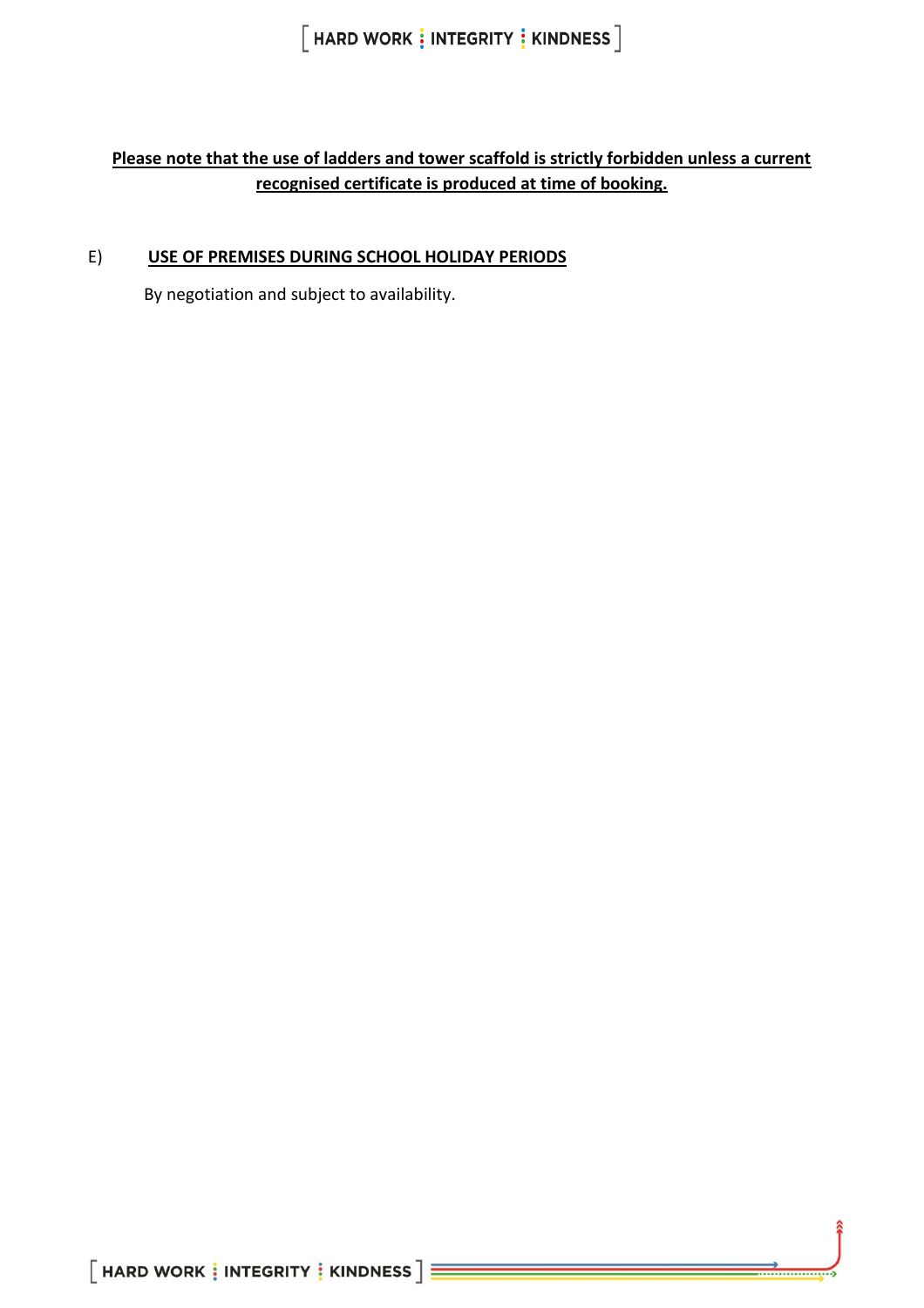**Please note that the use of ladders and tower scaffold is strictly forbidden unless a current recognised certificate is produced at time of booking.**

E) **USE OF PREMISES DURING SCHOOL HOLIDAY PERIODS**

By negotiation and subject to availability.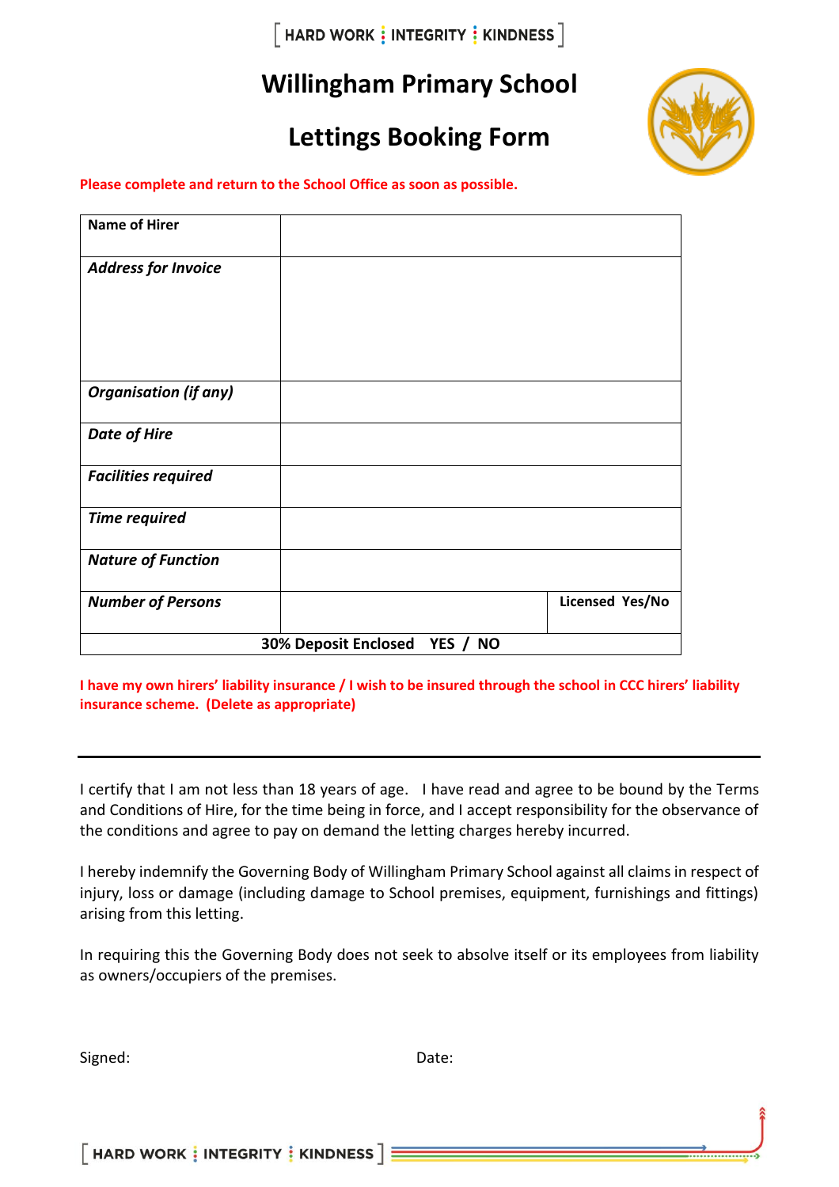# Willingham Primary School

# Lettings Booking Form

**Please complete and return to the School Office as soon as possible.**

| | | |
|---|---|---|
| **Name of Hirer** | | |
| ***Address for Invoice*** | | |
| ***Organisation (if any)*** | | |
| ***Date of Hire*** | | |
| ***Facilities required*** | | |
| ***Time required*** | | |
| ***Nature of Function*** | | |
| ***Number of Persons*** | | **Licensed Yes/No** |
| **30% Deposit Enclosed YES / NO** | | |

**I have my own hirers' liability insurance / I wish to be insured through the school in CCC hirers' liability insurance scheme. (Delete as appropriate)**

---

I certify that I am not less than 18 years of age. I have read and agree to be bound by the Terms and Conditions of Hire, for the time being in force, and I accept responsibility for the observance of the conditions and agree to pay on demand the letting charges hereby incurred.

I hereby indemnify the Governing Body of Willingham Primary School against all claims in respect of injury, loss or damage (including damage to School premises, equipment, furnishings and fittings) arising from this letting.

In requiring this the Governing Body does not seek to absolve itself or its employees from liability as owners/occupiers of the premises.

Signed: Date: